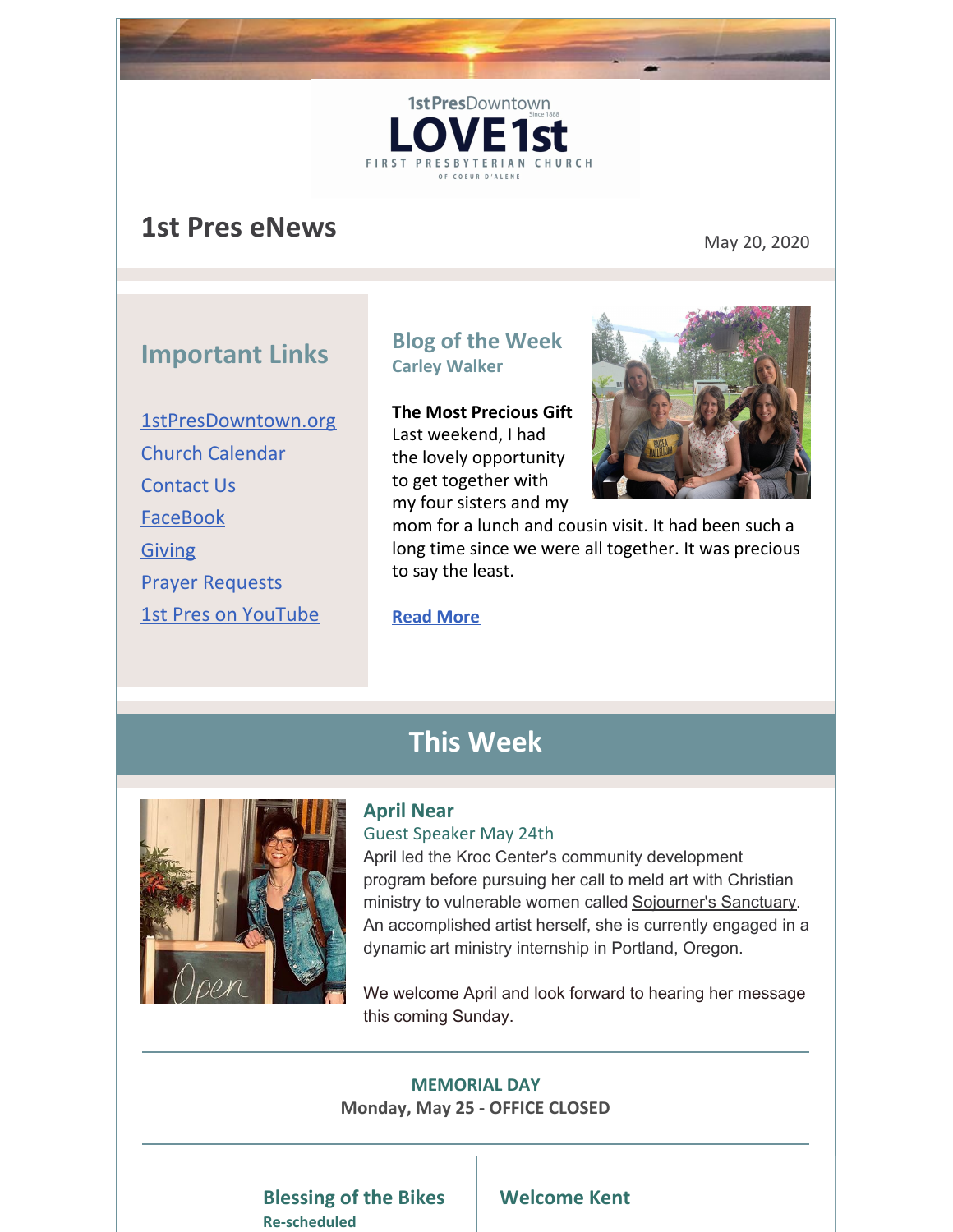1st PresDowntown
Since 1888

LOVE 1st

FIRST PRESBYTERIAN CHURCH
OF COEUR D'ALENE

# 1st Pres eNews

May 20, 2020

## Important Links

[1stPresDowntown.org]
[Church Calendar]
[Contact Us]
[FaceBook]
[Giving]
[Prayer Requests]
[1st Pres on YouTube]

## Blog of the Week

**Carley Walker**

**The Most Precious Gift**
Last weekend, I had the lovely opportunity to get together with my four sisters and my mom for a lunch and cousin visit. It had been such a long time since we were all together. It was precious to say the least.

**Read More**

# This Week

### April Near

Guest Speaker May 24th

April led the Kroc Center's community development program before pursuing her call to meld art with Christian ministry to vulnerable women called Sojourner's Sanctuary. An accomplished artist herself, she is currently engaged in a dynamic art ministry internship in Portland, Oregon.

We welcome April and look forward to hearing her message this coming Sunday.

---

**MEMORIAL DAY**
**Monday, May 25 - OFFICE CLOSED**

---

### Blessing of the Bikes

**Re-scheduled**

### Welcome Kent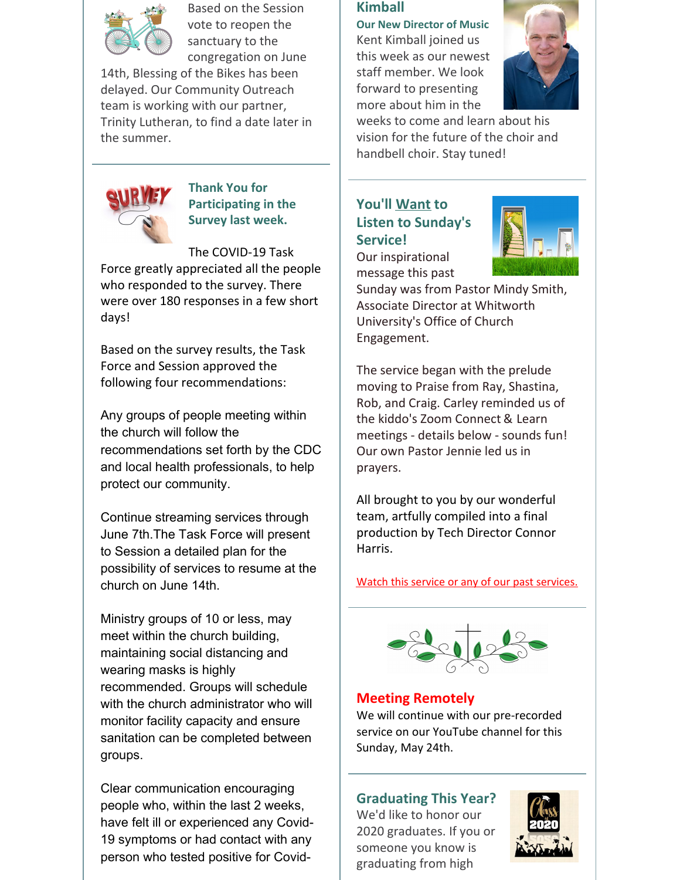Based on the Session vote to reopen the sanctuary to the congregation on June 14th, Blessing of the Bikes has been delayed. Our Community Outreach team is working with our partner, Trinity Lutheran, to find a date later in the summer.

### Thank You for Participating in the Survey last week.

The COVID-19 Task Force greatly appreciated all the people who responded to the survey. There were over 180 responses in a few short days!

Based on the survey results, the Task Force and Session approved the following four recommendations:

Any groups of people meeting within the church will follow the recommendations set forth by the CDC and local health professionals, to help protect our community.

Continue streaming services through June 7th.The Task Force will present to Session a detailed plan for the possibility of services to resume at the church on June 14th.

Ministry groups of 10 or less, may meet within the church building, maintaining social distancing and wearing masks is highly recommended. Groups will schedule with the church administrator who will monitor facility capacity and ensure sanitation can be completed between groups.

Clear communication encouraging people who, within the last 2 weeks, have felt ill or experienced any Covid-19 symptoms or had contact with any person who tested positive for Covid-

### Kimball

**Our New Director of Music**

Kent Kimball joined us this week as our newest staff member. We look forward to presenting more about him in the weeks to come and learn about his vision for the future of the choir and handbell choir. Stay tuned!

### You'll Want to Listen to Sunday's Service!

Our inspirational message this past Sunday was from Pastor Mindy Smith, Associate Director at Whitworth University's Office of Church Engagement.

The service began with the prelude moving to Praise from Ray, Shastina, Rob, and Craig. Carley reminded us of the kiddo's Zoom Connect & Learn meetings - details below - sounds fun! Our own Pastor Jennie led us in prayers.

All brought to you by our wonderful team, artfully compiled into a final production by Tech Director Connor Harris.

Watch this service or any of our past services.

### Meeting Remotely

We will continue with our pre-recorded service on our YouTube channel for this Sunday, May 24th.

### Graduating This Year?

We'd like to honor our 2020 graduates. If you or someone you know is graduating from high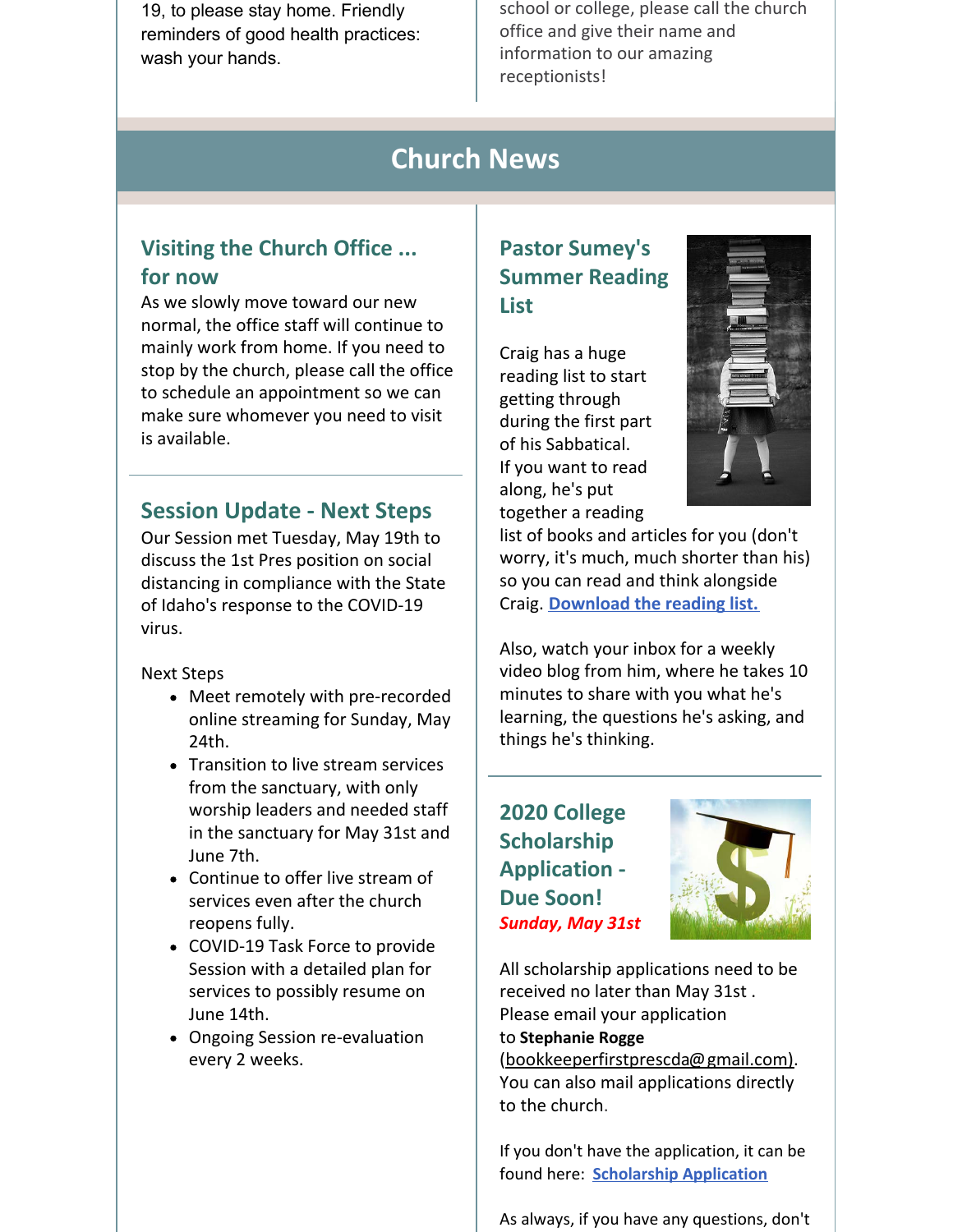19, to please stay home. Friendly reminders of good health practices: wash your hands.

school or college, please call the church office and give their name and information to our amazing receptionists!

# Church News

## Visiting the Church Office ... for now

As we slowly move toward our new normal, the office staff will continue to mainly work from home. If you need to stop by the church, please call the office to schedule an appointment so we can make sure whomever you need to visit is available.

## Session Update - Next Steps

Our Session met Tuesday, May 19th to discuss the 1st Pres position on social distancing in compliance with the State of Idaho's response to the COVID-19 virus.

Next Steps

- Meet remotely with pre-recorded online streaming for Sunday, May 24th.
- Transition to live stream services from the sanctuary, with only worship leaders and needed staff in the sanctuary for May 31st and June 7th.
- Continue to offer live stream of services even after the church reopens fully.
- COVID-19 Task Force to provide Session with a detailed plan for services to possibly resume on June 14th.
- Ongoing Session re-evaluation every 2 weeks.

## Pastor Sumey's Summer Reading List

Craig has a huge reading list to start getting through during the first part of his Sabbatical. If you want to read along, he's put together a reading list of books and articles for you (don't worry, it's much, much shorter than his) so you can read and think alongside Craig. **Download the reading list.**

Also, watch your inbox for a weekly video blog from him, where he takes 10 minutes to share with you what he's learning, the questions he's asking, and things he's thinking.

## 2020 College Scholarship Application - Due Soon!

***Sunday, May 31st***

All scholarship applications need to be received no later than May 31st . Please email your application to **Stephanie Rogge** (bookkeeperfirstprescda@gmail.com). You can also mail applications directly to the church.

If you don't have the application, it can be found here: **Scholarship Application**

As always, if you have any questions, don't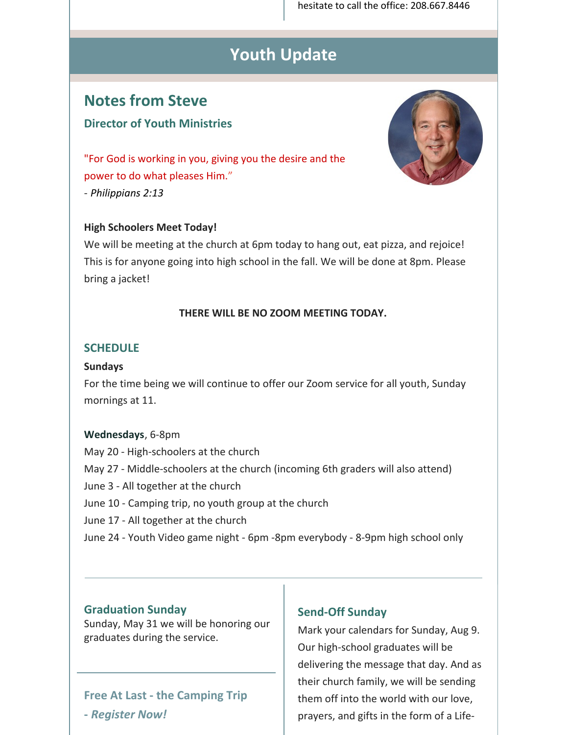hesitate to call the office: 208.667.8446

# Youth Update

## Notes from Steve

### Director of Youth Ministries

"For God is working in you, giving you the desire and the power to do what pleases Him."
- *Philippians 2:13*

**High Schoolers Meet Today!**
We will be meeting at the church at 6pm today to hang out, eat pizza, and rejoice! This is for anyone going into high school in the fall. We will be done at 8pm. Please bring a jacket!

**THERE WILL BE NO ZOOM MEETING TODAY.**

### SCHEDULE

**Sundays**
For the time being we will continue to offer our Zoom service for all youth, Sunday mornings at 11.

**Wednesdays**, 6-8pm
May 20 - High-schoolers at the church
May 27 - Middle-schoolers at the church (incoming 6th graders will also attend)
June 3 - All together at the church
June 10 - Camping trip, no youth group at the church
June 17 - All together at the church
June 24 - Youth Video game night - 6pm -8pm everybody - 8-9pm high school only

---

### Graduation Sunday

Sunday, May 31 we will be honoring our graduates during the service.

---

### Free At Last - the Camping Trip - *Register Now!*

### Send-Off Sunday

Mark your calendars for Sunday, Aug 9. Our high-school graduates will be delivering the message that day. And as their church family, we will be sending them off into the world with our love, prayers, and gifts in the form of a Life-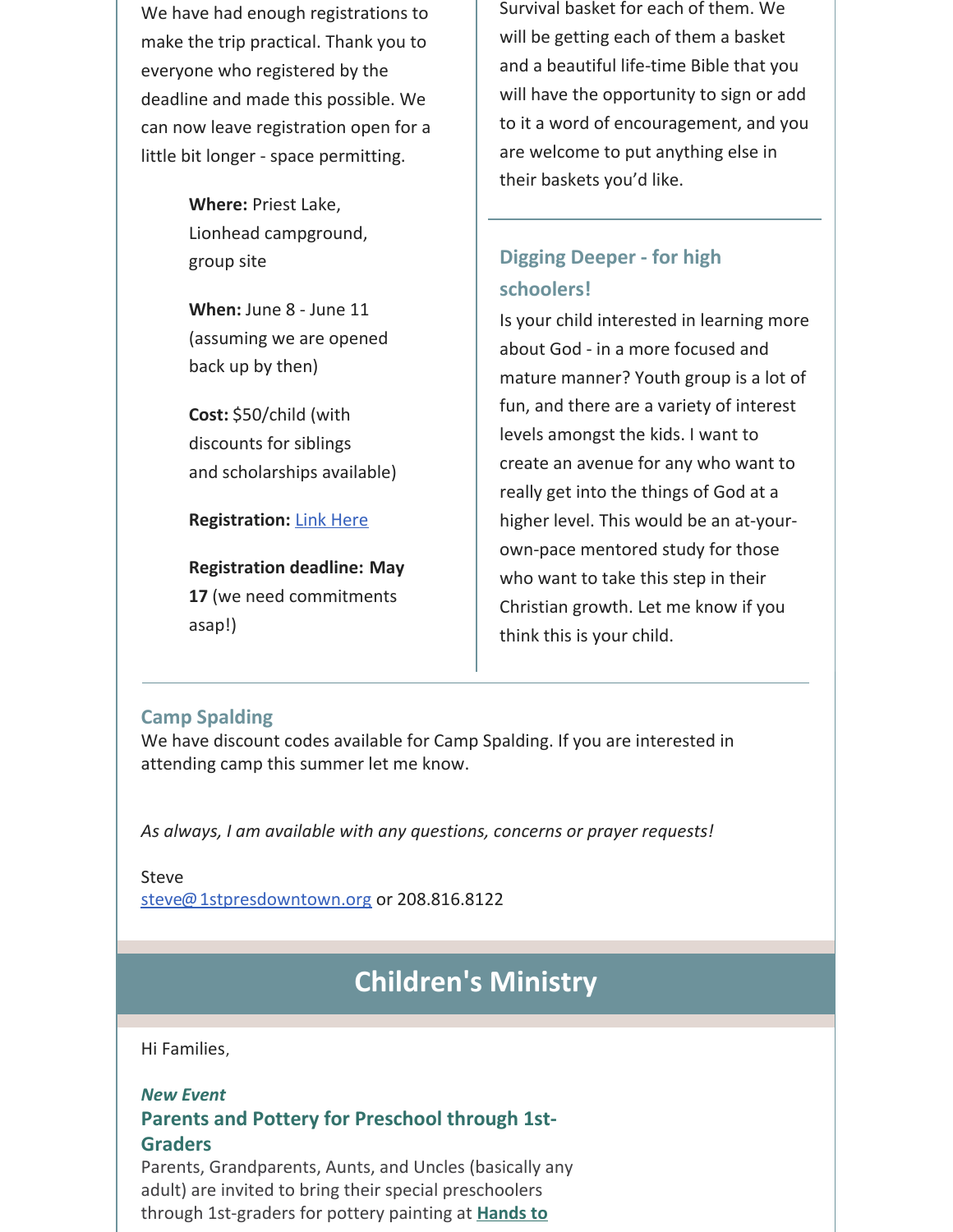We have had enough registrations to make the trip practical. Thank you to everyone who registered by the deadline and made this possible. We can now leave registration open for a little bit longer - space permitting.

**Where:** Priest Lake, Lionhead campground, group site

**When:** June 8 - June 11 (assuming we are opened back up by then)

**Cost:** $50/child (with discounts for siblings and scholarships available)

**Registration:** [Link Here]

**Registration deadline: May 17** (we need commitments asap!)

Survival basket for each of them. We will be getting each of them a basket and a beautiful life-time Bible that you will have the opportunity to sign or add to it a word of encouragement, and you are welcome to put anything else in their baskets you'd like.

### Digging Deeper - for high schoolers!

Is your child interested in learning more about God - in a more focused and mature manner? Youth group is a lot of fun, and there are a variety of interest levels amongst the kids. I want to create an avenue for any who want to really get into the things of God at a higher level. This would be an at-your-own-pace mentored study for those who want to take this step in their Christian growth. Let me know if you think this is your child.

### Camp Spalding

We have discount codes available for Camp Spalding. If you are interested in attending camp this summer let me know.

*As always, I am available with any questions, concerns or prayer requests!*

Steve
steve@1stpresdowntown.org or 208.816.8122

## Children's Ministry

Hi Families,

***New Event***

### Parents and Pottery for Preschool through 1st-Graders

Parents, Grandparents, Aunts, and Uncles (basically any adult) are invited to bring their special preschoolers through 1st-graders for pottery painting at **Hands to**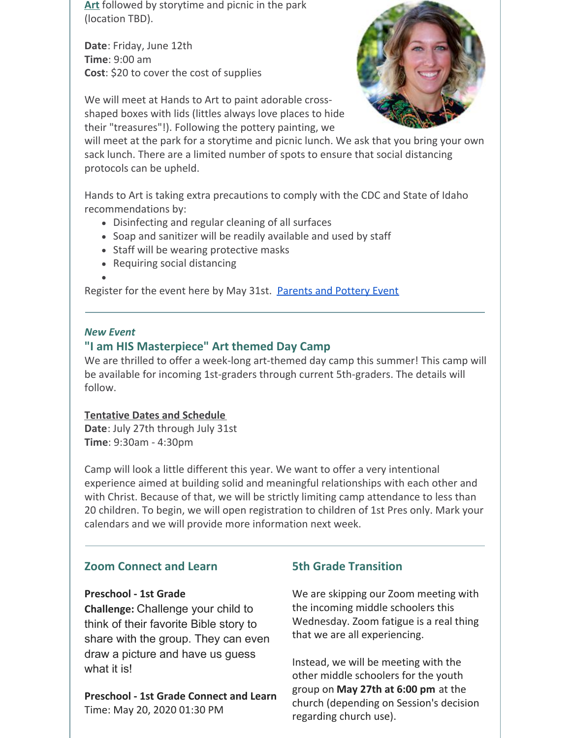Art followed by storytime and picnic in the park (location TBD).

**Date**: Friday, June 12th
**Time**: 9:00 am
**Cost**: $20 to cover the cost of supplies

We will meet at Hands to Art to paint adorable cross-shaped boxes with lids (littles always love places to hide their "treasures"!). Following the pottery painting, we will meet at the park for a storytime and picnic lunch. We ask that you bring your own sack lunch. There are a limited number of spots to ensure that social distancing protocols can be upheld.

Hands to Art is taking extra precautions to comply with the CDC and State of Idaho recommendations by:

- Disinfecting and regular cleaning of all surfaces
- Soap and sanitizer will be readily available and used by staff
- Staff will be wearing protective masks
- Requiring social distancing

Register for the event here by May 31st. Parents and Pottery Event

---

*New Event*

## "I am HIS Masterpiece" Art themed Day Camp

We are thrilled to offer a week-long art-themed day camp this summer! This camp will be available for incoming 1st-graders through current 5th-graders. The details will follow.

**Tentative Dates and Schedule**
**Date**: July 27th through July 31st
**Time**: 9:30am - 4:30pm

Camp will look a little different this year. We want to offer a very intentional experience aimed at building solid and meaningful relationships with each other and with Christ. Because of that, we will be strictly limiting camp attendance to less than 20 children. To begin, we will open registration to children of 1st Pres only. Mark your calendars and we will provide more information next week.

---

## Zoom Connect and Learn

**Preschool - 1st Grade**
**Challenge:** Challenge your child to think of their favorite Bible story to share with the group. They can even draw a picture and have us guess what it is!

**Preschool - 1st Grade Connect and Learn**
Time: May 20, 2020 01:30 PM

## 5th Grade Transition

We are skipping our Zoom meeting with the incoming middle schoolers this Wednesday. Zoom fatigue is a real thing that we are all experiencing.

Instead, we will be meeting with the other middle schoolers for the youth group on **May 27th at 6:00 pm** at the church (depending on Session's decision regarding church use).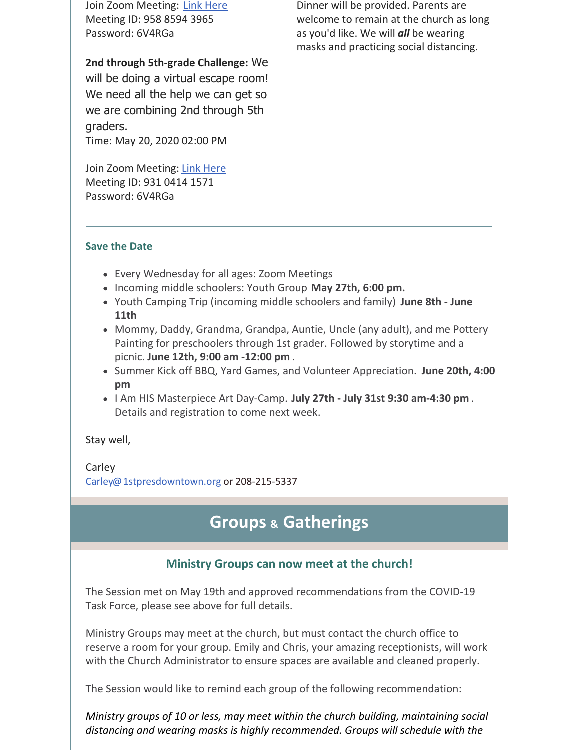Join Zoom Meeting: Link Here
Meeting ID: 958 8594 3965
Password: 6V4RGa

**2nd through 5th-grade Challenge:** We will be doing a virtual escape room! We need all the help we can get so we are combining 2nd through 5th graders.
Time: May 20, 2020 02:00 PM

Join Zoom Meeting: Link Here
Meeting ID: 931 0414 1571
Password: 6V4RGa

Dinner will be provided. Parents are welcome to remain at the church as long as you'd like. We will ***all*** be wearing masks and practicing social distancing.

---

### Save the Date

- Every Wednesday for all ages: Zoom Meetings
- Incoming middle schoolers: Youth Group **May 27th, 6:00 pm.**
- Youth Camping Trip (incoming middle schoolers and family) **June 8th - June 11th**
- Mommy, Daddy, Grandma, Grandpa, Auntie, Uncle (any adult), and me Pottery Painting for preschoolers through 1st grader. Followed by storytime and a picnic. **June 12th, 9:00 am -12:00 pm** .
- Summer Kick off BBQ, Yard Games, and Volunteer Appreciation. **June 20th, 4:00 pm**
- I Am HIS Masterpiece Art Day-Camp. **July 27th - July 31st 9:30 am-4:30 pm** . Details and registration to come next week.

Stay well,

Carley
Carley@1stpresdowntown.org or 208-215-5337

## Groups & Gatherings

### Ministry Groups can now meet at the church!

The Session met on May 19th and approved recommendations from the COVID-19 Task Force, please see above for full details.

Ministry Groups may meet at the church, but must contact the church office to reserve a room for your group. Emily and Chris, your amazing receptionists, will work with the Church Administrator to ensure spaces are available and cleaned properly.

The Session would like to remind each group of the following recommendation:

*Ministry groups of 10 or less, may meet within the church building, maintaining social distancing and wearing masks is highly recommended. Groups will schedule with the*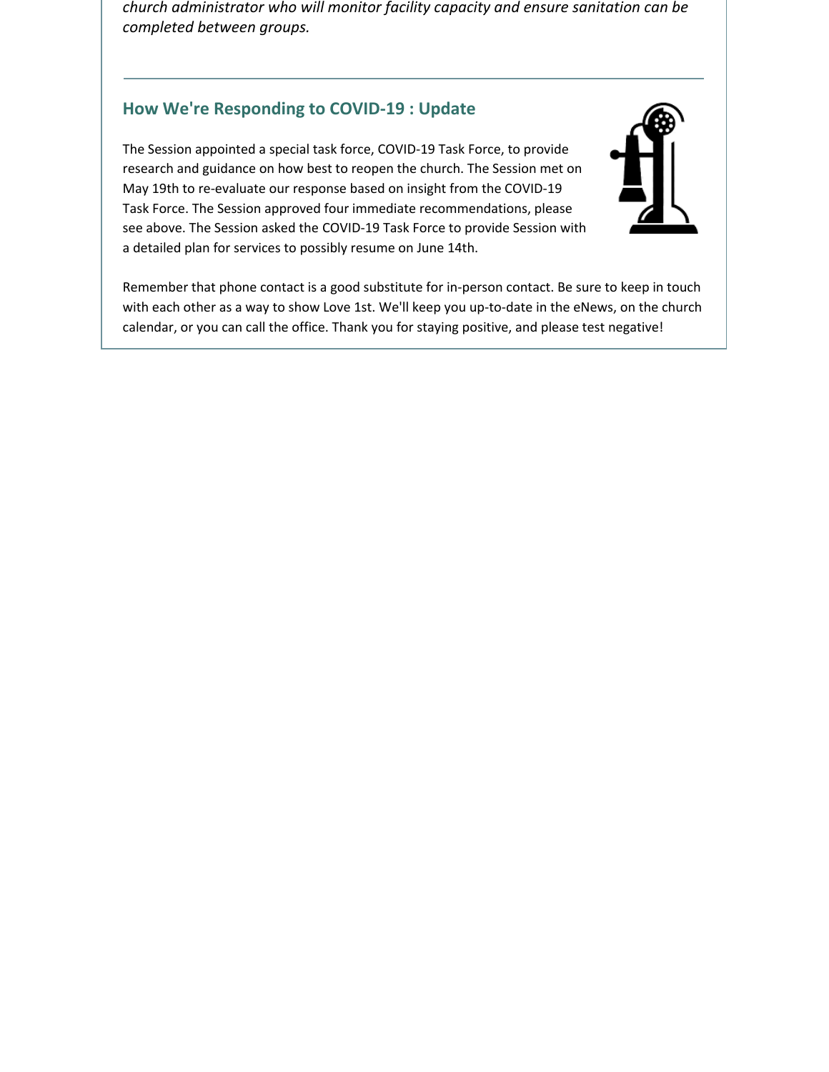*church administrator who will monitor facility capacity and ensure sanitation can be completed between groups.*

---

## How We're Responding to COVID-19 : Update

The Session appointed a special task force, COVID-19 Task Force, to provide research and guidance on how best to reopen the church. The Session met on May 19th to re-evaluate our response based on insight from the COVID-19 Task Force. The Session approved four immediate recommendations, please see above. The Session asked the COVID-19 Task Force to provide Session with a detailed plan for services to possibly resume on June 14th.

Remember that phone contact is a good substitute for in-person contact. Be sure to keep in touch with each other as a way to show Love 1st. We'll keep you up-to-date in the eNews, on the church calendar, or you can call the office. Thank you for staying positive, and please test negative!